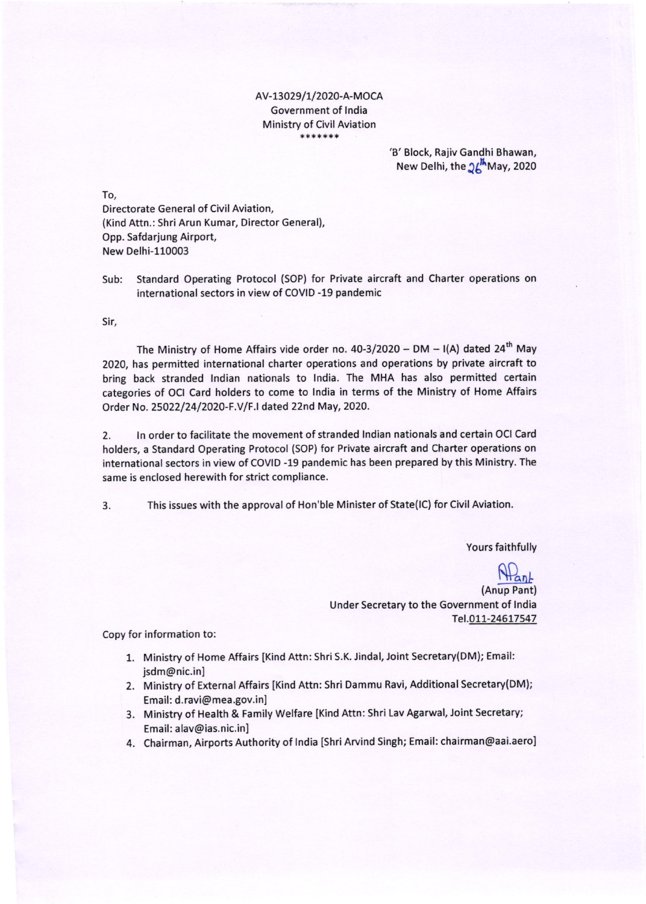AV-13029/1/2020-A-MOCA
Government of India
Ministry of Civil Aviation
*******

'B' Block, Rajiv Gandhi Bhawan,
New Delhi, the 26th May, 2020

To,
Directorate General of Civil Aviation,
(Kind Attn.: Shri Arun Kumar, Director General),
Opp. Safdarjung Airport,
New Delhi-110003

Sub: Standard Operating Protocol (SOP) for Private aircraft and Charter operations on international sectors in view of COVID -19 pandemic

Sir,

The Ministry of Home Affairs vide order no. 40-3/2020 – DM – I(A) dated 24th May 2020, has permitted international charter operations and operations by private aircraft to bring back stranded Indian nationals to India. The MHA has also permitted certain categories of OCI Card holders to come to India in terms of the Ministry of Home Affairs Order No. 25022/24/2020-F.V/F.I dated 22nd May, 2020.

2. In order to facilitate the movement of stranded Indian nationals and certain OCI Card holders, a Standard Operating Protocol (SOP) for Private aircraft and Charter operations on international sectors in view of COVID -19 pandemic has been prepared by this Ministry. The same is enclosed herewith for strict compliance.

3. This issues with the approval of Hon'ble Minister of State(IC) for Civil Aviation.

Yours faithfully

(Anup Pant)
Under Secretary to the Government of India
Tel.011-24617547

Copy for information to:

1. Ministry of Home Affairs [Kind Attn: Shri S.K. Jindal, Joint Secretary(DM); Email: jsdm@nic.in]
2. Ministry of External Affairs [Kind Attn: Shri Dammu Ravi, Additional Secretary(DM); Email: d.ravi@mea.gov.in]
3. Ministry of Health & Family Welfare [Kind Attn: Shri Lav Agarwal, Joint Secretary; Email: alav@ias.nic.in]
4. Chairman, Airports Authority of India [Shri Arvind Singh; Email: chairman@aai.aero]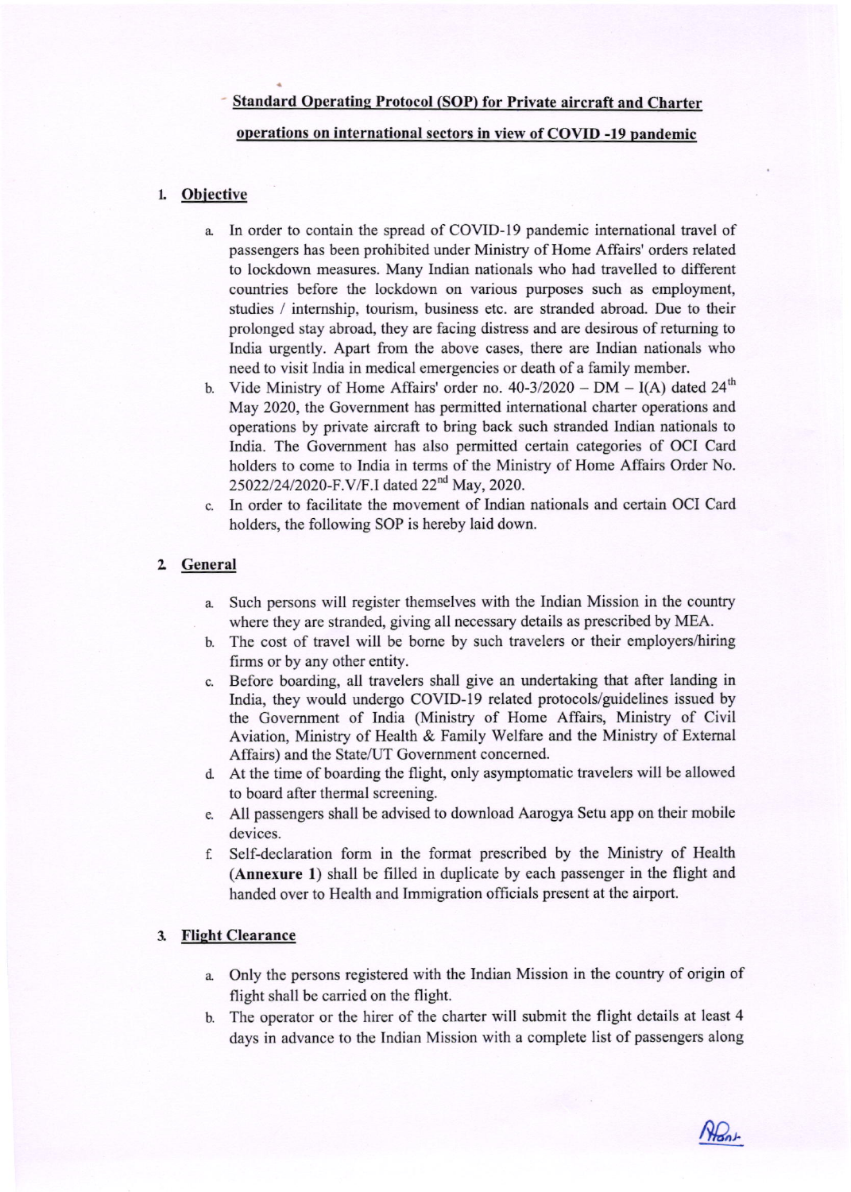# Standard Operating Protocol (SOP) for Private aircraft and Charter operations on international sectors in view of COVID -19 pandemic

## 1. Objective

a. In order to contain the spread of COVID-19 pandemic international travel of passengers has been prohibited under Ministry of Home Affairs' orders related to lockdown measures. Many Indian nationals who had travelled to different countries before the lockdown on various purposes such as employment, studies / internship, tourism, business etc. are stranded abroad. Due to their prolonged stay abroad, they are facing distress and are desirous of returning to India urgently. Apart from the above cases, there are Indian nationals who need to visit India in medical emergencies or death of a family member.

b. Vide Ministry of Home Affairs' order no. 40-3/2020 – DM – I(A) dated 24th May 2020, the Government has permitted international charter operations and operations by private aircraft to bring back such stranded Indian nationals to India. The Government has also permitted certain categories of OCI Card holders to come to India in terms of the Ministry of Home Affairs Order No. 25022/24/2020-F.V/F.I dated 22nd May, 2020.

c. In order to facilitate the movement of Indian nationals and certain OCI Card holders, the following SOP is hereby laid down.

## 2. General

a. Such persons will register themselves with the Indian Mission in the country where they are stranded, giving all necessary details as prescribed by MEA.

b. The cost of travel will be borne by such travelers or their employers/hiring firms or by any other entity.

c. Before boarding, all travelers shall give an undertaking that after landing in India, they would undergo COVID-19 related protocols/guidelines issued by the Government of India (Ministry of Home Affairs, Ministry of Civil Aviation, Ministry of Health & Family Welfare and the Ministry of External Affairs) and the State/UT Government concerned.

d. At the time of boarding the flight, only asymptomatic travelers will be allowed to board after thermal screening.

e. All passengers shall be advised to download Aarogya Setu app on their mobile devices.

f. Self-declaration form in the format prescribed by the Ministry of Health (**Annexure 1**) shall be filled in duplicate by each passenger in the flight and handed over to Health and Immigration officials present at the airport.

## 3. Flight Clearance

a. Only the persons registered with the Indian Mission in the country of origin of flight shall be carried on the flight.

b. The operator or the hirer of the charter will submit the flight details at least 4 days in advance to the Indian Mission with a complete list of passengers along